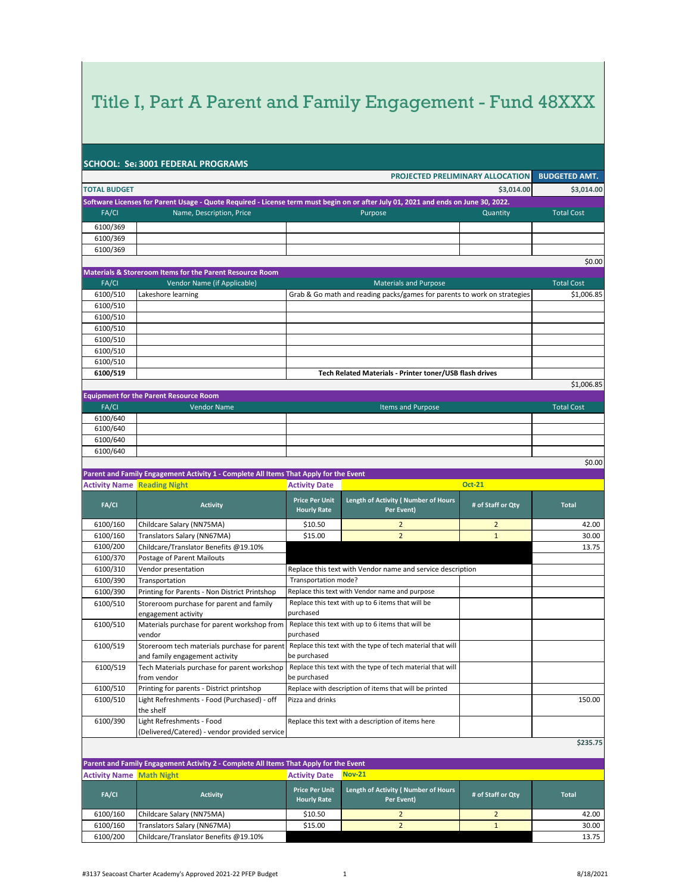# Title I, Part A Parent and Family Engagement - Fund 48XXX

**SCHOOL: Se: 3001 FEDERAL PROGRAMS**

| | PROJECTED PRELIMINARY ALLOCATION | BUDGETED AMT. |
|---|---|---|
| **TOTAL BUDGET** | **$3,014.00** | **$3,014.00** |

**Software Licenses for Parent Usage - Quote Required - License term must begin on or after July 01, 2021 and ends on June 30, 2022.**

| FA/CI | Name, Description, Price | Purpose | Quantity | Total Cost |
|---|---|---|---|---|
| 6100/369 | | | | |
| 6100/369 | | | | |
| 6100/369 | | | | |
| | | | | $0.00 |

**Materials & Storeroom Items for the Parent Resource Room**

| FA/CI | Vendor Name (if Applicable) | Materials and Purpose | Total Cost |
|---|---|---|---|
| 6100/510 | Lakeshore learning | Grab & Go math and reading packs/games for parents to work on strategies | $1,006.85 |
| 6100/510 | | | |
| 6100/510 | | | |
| 6100/510 | | | |
| 6100/510 | | | |
| 6100/510 | | | |
| 6100/510 | | | |
| **6100/519** | | **Tech Related Materials - Printer toner/USB flash drives** | |
| | | | $1,006.85 |

**Equipment for the Parent Resource Room**

| FA/CI | Vendor Name | Items and Purpose | Total Cost |
|---|---|---|---|
| 6100/640 | | | |
| 6100/640 | | | |
| 6100/640 | | | |
| 6100/640 | | | |
| | | | $0.00 |

**Parent and Family Engagement Activity 1 - Complete All Items That Apply for the Event**

**Activity Name:** Reading Night | **Activity Date:** Oct-21

| FA/CI | Activity | Price Per Unit Hourly Rate | Length of Activity ( Number of Hours Per Event) | # of Staff or Qty | Total |
|---|---|---|---|---|---|
| 6100/160 | Childcare Salary (NN75MA) | $10.50 | 2 | 2 | 42.00 |
| 6100/160 | Translators Salary (NN67MA) | $15.00 | 2 | 1 | 30.00 |
| 6100/200 | Childcare/Translator Benefits @19.10% | | | | 13.75 |
| 6100/370 | Postage of Parent Mailouts | | | | |
| 6100/310 | Vendor presentation | Replace this text with Vendor name and service description | | | |
| 6100/390 | Transportation | Transportation mode? | | | |
| 6100/390 | Printing for Parents - Non District Printshop | Replace this text with Vendor name and purpose | | | |
| 6100/510 | Storeroom purchase for parent and family engagement activity | Replace this text with up to 6 items that will be purchased | | | |
| 6100/510 | Materials purchase for parent workshop from vendor | Replace this text with up to 6 items that will be purchased | | | |
| 6100/519 | Storeroom tech materials purchase for parent and family engagement activity | Replace this text with the type of tech material that will be purchased | | | |
| 6100/519 | Tech Materials purchase for parent workshop from vendor | Replace this text with the type of tech material that will be purchased | | | |
| 6100/510 | Printing for parents - District printshop | Replace with description of items that will be printed | | | |
| 6100/510 | Light Refreshments - Food (Purchased) - off the shelf | Pizza and drinks | | | 150.00 |
| 6100/390 | Light Refreshments - Food (Delivered/Catered) - vendor provided service | Replace this text with a description of items here | | | |
| | | | | | **$235.75** |

**Parent and Family Engagement Activity 2 - Complete All Items That Apply for the Event**

**Activity Name:** Math Night | **Activity Date:** Nov-21

| FA/CI | Activity | Price Per Unit Hourly Rate | Length of Activity ( Number of Hours Per Event) | # of Staff or Qty | Total |
|---|---|---|---|---|---|
| 6100/160 | Childcare Salary (NN75MA) | $10.50 | 2 | 2 | 42.00 |
| 6100/160 | Translators Salary (NN67MA) | $15.00 | 2 | 1 | 30.00 |
| 6100/200 | Childcare/Translator Benefits @19.10% | | | | 13.75 |

#3137 Seacoast Charter Academy's Approved 2021-22 PFEP Budget — 8/18/2021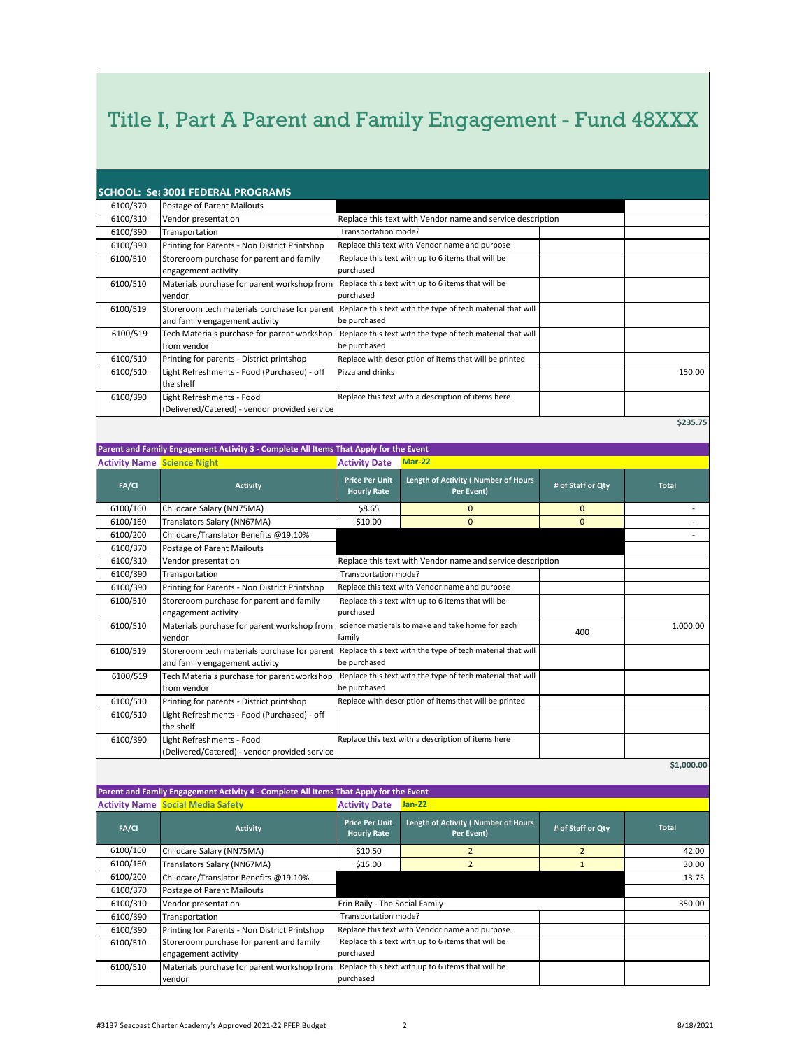# Title I, Part A Parent and Family Engagement - Fund 48XXX

**SCHOOL: Se: 3001 FEDERAL PROGRAMS**

| FA/CI | Activity | | | | Total |
|---|---|---|---|---|---|
| 6100/370 | Postage of Parent Mailouts | | | | |
| 6100/310 | Vendor presentation | Replace this text with Vendor name and service description | | | |
| 6100/390 | Transportation | Transportation mode? | | | |
| 6100/390 | Printing for Parents - Non District Printshop | Replace this text with Vendor name and purpose | | | |
| 6100/510 | Storeroom purchase for parent and family engagement activity | Replace this text with up to 6 items that will be purchased | | | |
| 6100/510 | Materials purchase for parent workshop from vendor | Replace this text with up to 6 items that will be purchased | | | |
| 6100/519 | Storeroom tech materials purchase for parent and family engagement activity | Replace this text with the type of tech material that will be purchased | | | |
| 6100/519 | Tech Materials purchase for parent workshop from vendor | Replace this text with the type of tech material that will be purchased | | | |
| 6100/510 | Printing for parents - District printshop | Replace with description of items that will be printed | | | |
| 6100/510 | Light Refreshments - Food (Purchased) - off the shelf | Pizza and drinks | | | 150.00 |
| 6100/390 | Light Refreshments - Food (Delivered/Catered) - vendor provided service | Replace this text with a description of items here | | | |
| | | | | | $235.75 |

**Parent and Family Engagement Activity 3 - Complete All Items That Apply for the Event**

**Activity Name** Science Night **Activity Date** Mar-22

| FA/CI | Activity | Price Per Unit Hourly Rate | Length of Activity ( Number of Hours Per Event) | # of Staff or Qty | Total |
|---|---|---|---|---|---|
| 6100/160 | Childcare Salary (NN75MA) | $8.65 | 0 | 0 | - |
| 6100/160 | Translators Salary (NN67MA) | $10.00 | 0 | 0 | - |
| 6100/200 | Childcare/Translator Benefits @19.10% | | | | - |
| 6100/370 | Postage of Parent Mailouts | | | | |
| 6100/310 | Vendor presentation | Replace this text with Vendor name and service description | | | |
| 6100/390 | Transportation | Transportation mode? | | | |
| 6100/390 | Printing for Parents - Non District Printshop | Replace this text with Vendor name and purpose | | | |
| 6100/510 | Storeroom purchase for parent and family engagement activity | Replace this text with up to 6 items that will be purchased | | | |
| 6100/510 | Materials purchase for parent workshop from vendor | science matierals to make and take home for each family | | 400 | 1,000.00 |
| 6100/519 | Storeroom tech materials purchase for parent and family engagement activity | Replace this text with the type of tech material that will be purchased | | | |
| 6100/519 | Tech Materials purchase for parent workshop from vendor | Replace this text with the type of tech material that will be purchased | | | |
| 6100/510 | Printing for parents - District printshop | Replace with description of items that will be printed | | | |
| 6100/510 | Light Refreshments - Food (Purchased) - off the shelf | | | | |
| 6100/390 | Light Refreshments - Food (Delivered/Catered) - vendor provided service | Replace this text with a description of items here | | | |
| | | | | | $1,000.00 |

**Parent and Family Engagement Activity 4 - Complete All Items That Apply for the Event**

**Activity Name** Social Media Safety **Activity Date** Jan-22

| FA/CI | Activity | Price Per Unit Hourly Rate | Length of Activity ( Number of Hours Per Event) | # of Staff or Qty | Total |
|---|---|---|---|---|---|
| 6100/160 | Childcare Salary (NN75MA) | $10.50 | 2 | 2 | 42.00 |
| 6100/160 | Translators Salary (NN67MA) | $15.00 | 2 | 1 | 30.00 |
| 6100/200 | Childcare/Translator Benefits @19.10% | | | | 13.75 |
| 6100/370 | Postage of Parent Mailouts | | | | |
| 6100/310 | Vendor presentation | Erin Baily - The Social Family | | | 350.00 |
| 6100/390 | Transportation | Transportation mode? | | | |
| 6100/390 | Printing for Parents - Non District Printshop | Replace this text with Vendor name and purpose | | | |
| 6100/510 | Storeroom purchase for parent and family engagement activity | Replace this text with up to 6 items that will be purchased | | | |
| 6100/510 | Materials purchase for parent workshop from vendor | Replace this text with up to 6 items that will be purchased | | | |

#3137 Seacoast Charter Academy's Approved 2021-22 PFEP Budget 8/18/2021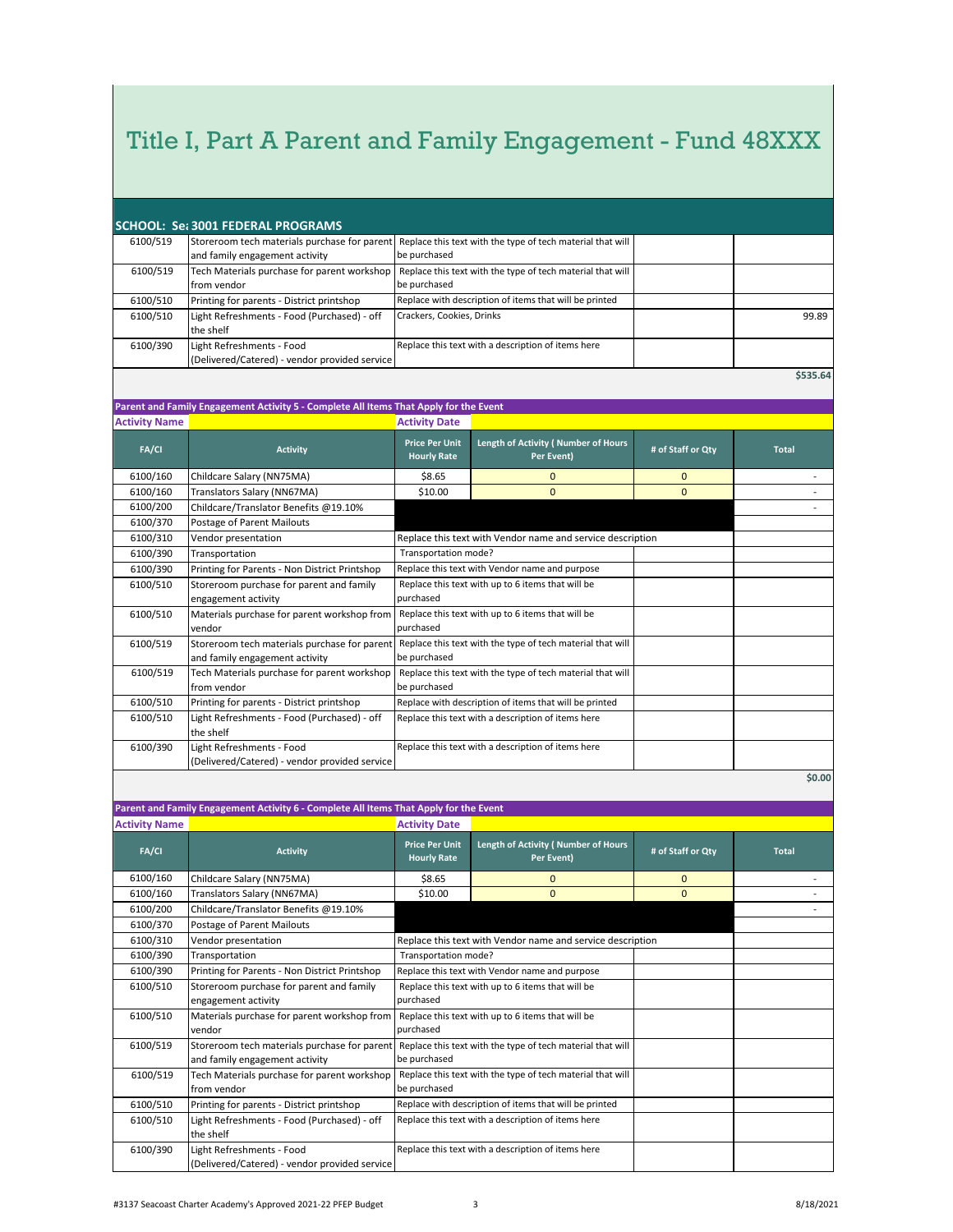# Title I, Part A Parent and Family Engagement - Fund 48XXX

**SCHOOL: Se: 3001 FEDERAL PROGRAMS**

| | | | | |
|---|---|---|---|---|
| 6100/519 | Storeroom tech materials purchase for parent and family engagement activity | Replace this text with the type of tech material that will be purchased | | |
| 6100/519 | Tech Materials purchase for parent workshop from vendor | Replace this text with the type of tech material that will be purchased | | |
| 6100/510 | Printing for parents - District printshop | Replace with description of items that will be printed | | |
| 6100/510 | Light Refreshments - Food (Purchased) - off the shelf | Crackers, Cookies, Drinks | | 99.89 |
| 6100/390 | Light Refreshments - Food (Delivered/Catered) - vendor provided service | Replace this text with a description of items here | | |
| | | | | **$535.64** |

**Parent and Family Engagement Activity 5 - Complete All Items That Apply for the Event**

**Activity Name** | **Activity Date**

| FA/CI | Activity | Price Per Unit Hourly Rate | Length of Activity ( Number of Hours Per Event) | # of Staff or Qty | Total |
|---|---|---|---|---|---|
| 6100/160 | Childcare Salary (NN75MA) | $8.65 | 0 | 0 | - |
| 6100/160 | Translators Salary (NN67MA) | $10.00 | 0 | 0 | - |
| 6100/200 | Childcare/Translator Benefits @19.10% | | | | - |
| 6100/370 | Postage of Parent Mailouts | | | | |
| 6100/310 | Vendor presentation | Replace this text with Vendor name and service description | | | |
| 6100/390 | Transportation | Transportation mode? | | | |
| 6100/390 | Printing for Parents - Non District Printshop | Replace this text with Vendor name and purpose | | | |
| 6100/510 | Storeroom purchase for parent and family engagement activity | Replace this text with up to 6 items that will be purchased | | | |
| 6100/510 | Materials purchase for parent workshop from vendor | Replace this text with up to 6 items that will be purchased | | | |
| 6100/519 | Storeroom tech materials purchase for parent and family engagement activity | Replace this text with the type of tech material that will be purchased | | | |
| 6100/519 | Tech Materials purchase for parent workshop from vendor | Replace this text with the type of tech material that will be purchased | | | |
| 6100/510 | Printing for parents - District printshop | Replace with description of items that will be printed | | | |
| 6100/510 | Light Refreshments - Food (Purchased) - off the shelf | Replace this text with a description of items here | | | |
| 6100/390 | Light Refreshments - Food (Delivered/Catered) - vendor provided service | Replace this text with a description of items here | | | |
| | | | | | **$0.00** |

**Parent and Family Engagement Activity 6 - Complete All Items That Apply for the Event**

**Activity Name** | **Activity Date**

| FA/CI | Activity | Price Per Unit Hourly Rate | Length of Activity ( Number of Hours Per Event) | # of Staff or Qty | Total |
|---|---|---|---|---|---|
| 6100/160 | Childcare Salary (NN75MA) | $8.65 | 0 | 0 | - |
| 6100/160 | Translators Salary (NN67MA) | $10.00 | 0 | 0 | - |
| 6100/200 | Childcare/Translator Benefits @19.10% | | | | - |
| 6100/370 | Postage of Parent Mailouts | | | | |
| 6100/310 | Vendor presentation | Replace this text with Vendor name and service description | | | |
| 6100/390 | Transportation | Transportation mode? | | | |
| 6100/390 | Printing for Parents - Non District Printshop | Replace this text with Vendor name and purpose | | | |
| 6100/510 | Storeroom purchase for parent and family engagement activity | Replace this text with up to 6 items that will be purchased | | | |
| 6100/510 | Materials purchase for parent workshop from vendor | Replace this text with up to 6 items that will be purchased | | | |
| 6100/519 | Storeroom tech materials purchase for parent and family engagement activity | Replace this text with the type of tech material that will be purchased | | | |
| 6100/519 | Tech Materials purchase for parent workshop from vendor | Replace this text with the type of tech material that will be purchased | | | |
| 6100/510 | Printing for parents - District printshop | Replace with description of items that will be printed | | | |
| 6100/510 | Light Refreshments - Food (Purchased) - off the shelf | Replace this text with a description of items here | | | |
| 6100/390 | Light Refreshments - Food (Delivered/Catered) - vendor provided service | Replace this text with a description of items here | | | |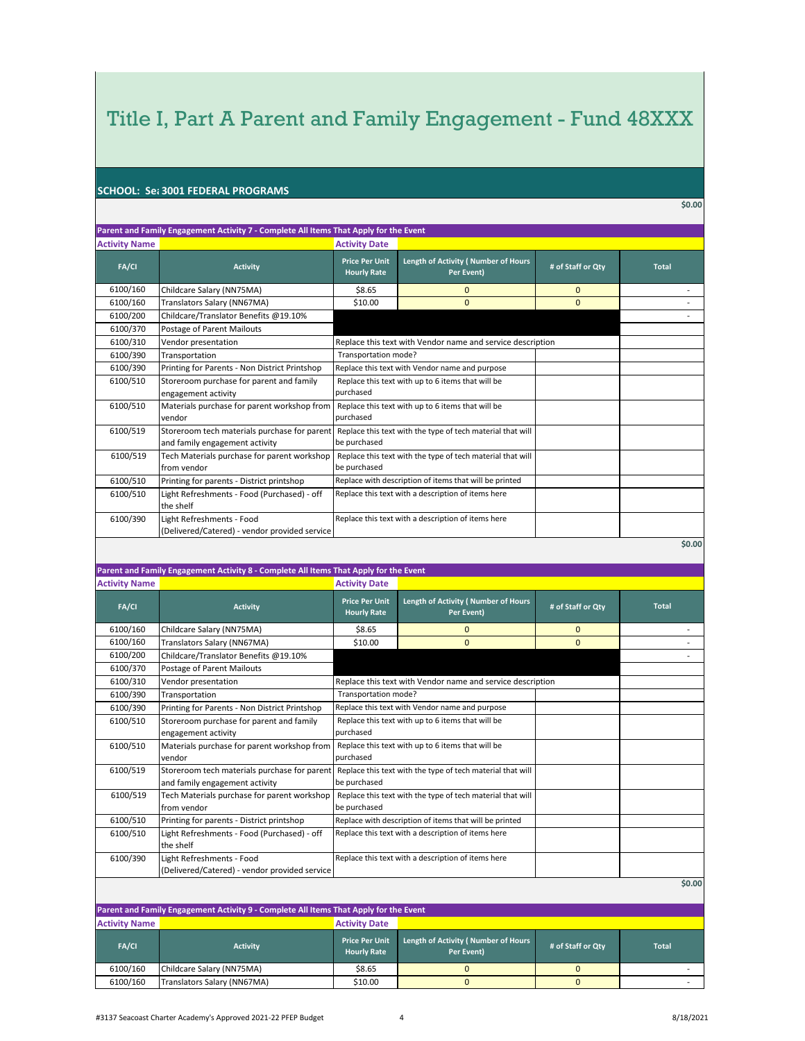# Title I, Part A Parent and Family Engagement - Fund 48XXX

**SCHOOL: Se: 3001 FEDERAL PROGRAMS**

**$0.00**

**Parent and Family Engagement Activity 7 - Complete All Items That Apply for the Event**

| **Activity Name** | | **Activity Date** | | | |
|---|---|---|---|---|---|
| **FA/CI** | **Activity** | **Price Per Unit Hourly Rate** | **Length of Activity ( Number of Hours Per Event)** | **# of Staff or Qty** | **Total** |
| 6100/160 | Childcare Salary (NN75MA) | $8.65 | 0 | 0 | - |
| 6100/160 | Translators Salary (NN67MA) | $10.00 | 0 | 0 | - |
| 6100/200 | Childcare/Translator Benefits @19.10% | | | | - |
| 6100/370 | Postage of Parent Mailouts | | | | |
| 6100/310 | Vendor presentation | Replace this text with Vendor name and service description | | | |
| 6100/390 | Transportation | Transportation mode? | | | |
| 6100/390 | Printing for Parents - Non District Printshop | Replace this text with Vendor name and purpose | | | |
| 6100/510 | Storeroom purchase for parent and family engagement activity | Replace this text with up to 6 items that will be purchased | | | |
| 6100/510 | Materials purchase for parent workshop from vendor | Replace this text with up to 6 items that will be purchased | | | |
| 6100/519 | Storeroom tech materials purchase for parent and family engagement activity | Replace this text with the type of tech material that will be purchased | | | |
| 6100/519 | Tech Materials purchase for parent workshop from vendor | Replace this text with the type of tech material that will be purchased | | | |
| 6100/510 | Printing for parents - District printshop | Replace with description of items that will be printed | | | |
| 6100/510 | Light Refreshments - Food (Purchased) - off the shelf | Replace this text with a description of items here | | | |
| 6100/390 | Light Refreshments - Food (Delivered/Catered) - vendor provided service | Replace this text with a description of items here | | | |

**$0.00**

**Parent and Family Engagement Activity 8 - Complete All Items That Apply for the Event**

| **Activity Name** | | **Activity Date** | | | |
|---|---|---|---|---|---|
| **FA/CI** | **Activity** | **Price Per Unit Hourly Rate** | **Length of Activity ( Number of Hours Per Event)** | **# of Staff or Qty** | **Total** |
| 6100/160 | Childcare Salary (NN75MA) | $8.65 | 0 | 0 | - |
| 6100/160 | Translators Salary (NN67MA) | $10.00 | 0 | 0 | - |
| 6100/200 | Childcare/Translator Benefits @19.10% | | | | - |
| 6100/370 | Postage of Parent Mailouts | | | | |
| 6100/310 | Vendor presentation | Replace this text with Vendor name and service description | | | |
| 6100/390 | Transportation | Transportation mode? | | | |
| 6100/390 | Printing for Parents - Non District Printshop | Replace this text with Vendor name and purpose | | | |
| 6100/510 | Storeroom purchase for parent and family engagement activity | Replace this text with up to 6 items that will be purchased | | | |
| 6100/510 | Materials purchase for parent workshop from vendor | Replace this text with up to 6 items that will be purchased | | | |
| 6100/519 | Storeroom tech materials purchase for parent and family engagement activity | Replace this text with the type of tech material that will be purchased | | | |
| 6100/519 | Tech Materials purchase for parent workshop from vendor | Replace this text with the type of tech material that will be purchased | | | |
| 6100/510 | Printing for parents - District printshop | Replace with description of items that will be printed | | | |
| 6100/510 | Light Refreshments - Food (Purchased) - off the shelf | Replace this text with a description of items here | | | |
| 6100/390 | Light Refreshments - Food (Delivered/Catered) - vendor provided service | Replace this text with a description of items here | | | |

**$0.00**

**Parent and Family Engagement Activity 9 - Complete All Items That Apply for the Event**

| **Activity Name** | | **Activity Date** | | | |
|---|---|---|---|---|---|
| **FA/CI** | **Activity** | **Price Per Unit Hourly Rate** | **Length of Activity ( Number of Hours Per Event)** | **# of Staff or Qty** | **Total** |
| 6100/160 | Childcare Salary (NN75MA) | $8.65 | 0 | 0 | - |
| 6100/160 | Translators Salary (NN67MA) | $10.00 | 0 | 0 | - |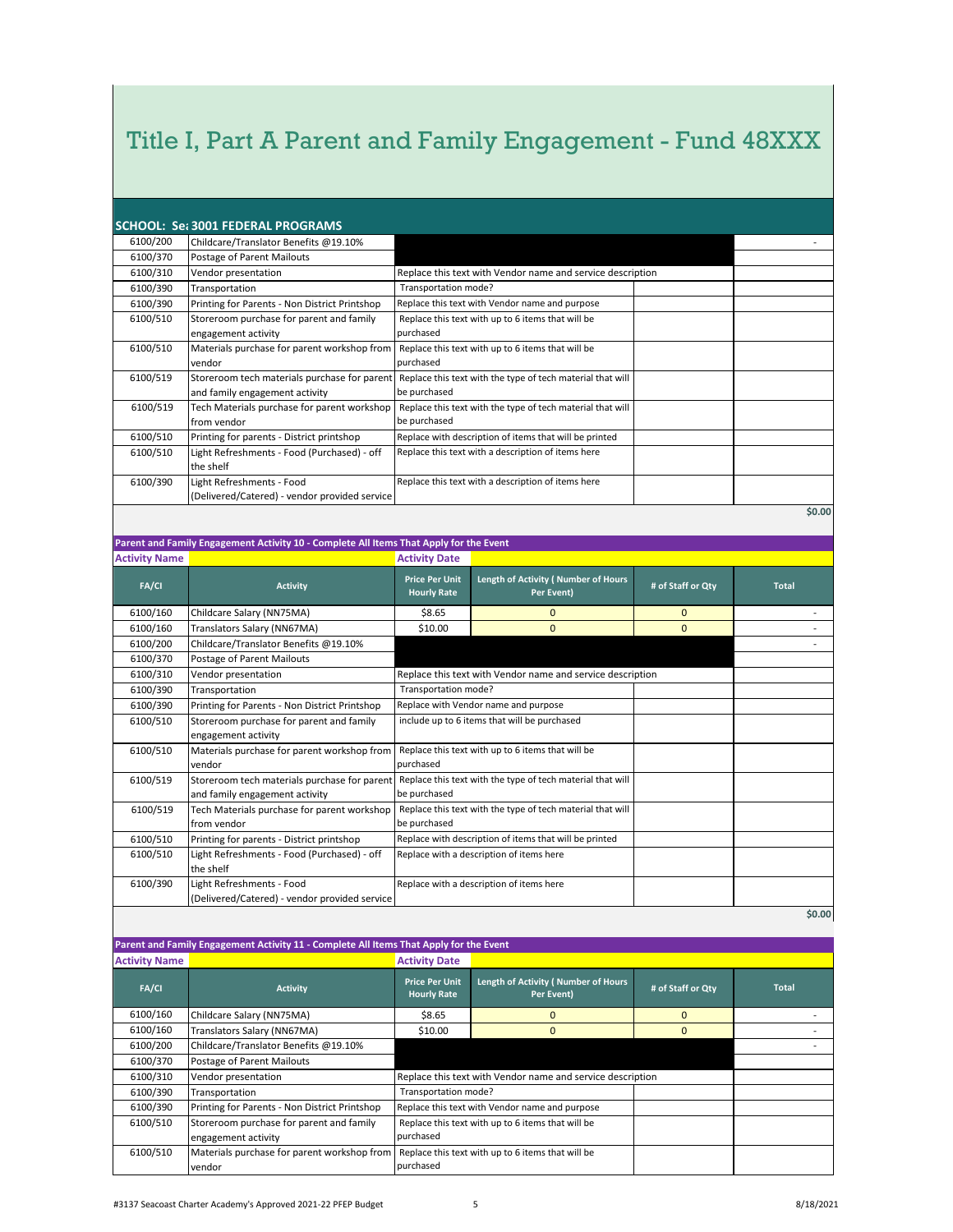# Title I, Part A Parent and Family Engagement - Fund 48XXX

**SCHOOL: Se: 3001 FEDERAL PROGRAMS**

| FA/CI | Activity | | | | Total |
|---|---|---|---|---|---|
| 6100/200 | Childcare/Translator Benefits @19.10% | | | | - |
| 6100/370 | Postage of Parent Mailouts | | | | |
| 6100/310 | Vendor presentation | Replace this text with Vendor name and service description | | | |
| 6100/390 | Transportation | Transportation mode? | | | |
| 6100/390 | Printing for Parents - Non District Printshop | Replace this text with Vendor name and purpose | | | |
| 6100/510 | Storeroom purchase for parent and family engagement activity | Replace this text with up to 6 items that will be purchased | | | |
| 6100/510 | Materials purchase for parent workshop from vendor | Replace this text with up to 6 items that will be purchased | | | |
| 6100/519 | Storeroom tech materials purchase for parent and family engagement activity | Replace this text with the type of tech material that will be purchased | | | |
| 6100/519 | Tech Materials purchase for parent workshop from vendor | Replace this text with the type of tech material that will be purchased | | | |
| 6100/510 | Printing for parents - District printshop | Replace with description of items that will be printed | | | |
| 6100/510 | Light Refreshments - Food (Purchased) - off the shelf | Replace this text with a description of items here | | | |
| 6100/390 | Light Refreshments - Food (Delivered/Catered) - vendor provided service | Replace this text with a description of items here | | | |
| | | | | | $0.00 |

**Parent and Family Engagement Activity 10 - Complete All Items That Apply for the Event**

**Activity Name** | **Activity Date**

| FA/CI | Activity | Price Per Unit Hourly Rate | Length of Activity ( Number of Hours Per Event) | # of Staff or Qty | Total |
|---|---|---|---|---|---|
| 6100/160 | Childcare Salary (NN75MA) | $8.65 | 0 | 0 | - |
| 6100/160 | Translators Salary (NN67MA) | $10.00 | 0 | 0 | - |
| 6100/200 | Childcare/Translator Benefits @19.10% | | | | - |
| 6100/370 | Postage of Parent Mailouts | | | | |
| 6100/310 | Vendor presentation | Replace this text with Vendor name and service description | | | |
| 6100/390 | Transportation | Transportation mode? | | | |
| 6100/390 | Printing for Parents - Non District Printshop | Replace with Vendor name and purpose | | | |
| 6100/510 | Storeroom purchase for parent and family engagement activity | include up to 6 items that will be purchased | | | |
| 6100/510 | Materials purchase for parent workshop from vendor | Replace this text with up to 6 items that will be purchased | | | |
| 6100/519 | Storeroom tech materials purchase for parent and family engagement activity | Replace this text with the type of tech material that will be purchased | | | |
| 6100/519 | Tech Materials purchase for parent workshop from vendor | Replace this text with the type of tech material that will be purchased | | | |
| 6100/510 | Printing for parents - District printshop | Replace with description of items that will be printed | | | |
| 6100/510 | Light Refreshments - Food (Purchased) - off the shelf | Replace with a description of items here | | | |
| 6100/390 | Light Refreshments - Food (Delivered/Catered) - vendor provided service | Replace with a description of items here | | | |
| | | | | | $0.00 |

**Parent and Family Engagement Activity 11 - Complete All Items That Apply for the Event**

**Activity Name** | **Activity Date**

| FA/CI | Activity | Price Per Unit Hourly Rate | Length of Activity ( Number of Hours Per Event) | # of Staff or Qty | Total |
|---|---|---|---|---|---|
| 6100/160 | Childcare Salary (NN75MA) | $8.65 | 0 | 0 | - |
| 6100/160 | Translators Salary (NN67MA) | $10.00 | 0 | 0 | - |
| 6100/200 | Childcare/Translator Benefits @19.10% | | | | - |
| 6100/370 | Postage of Parent Mailouts | | | | |
| 6100/310 | Vendor presentation | Replace this text with Vendor name and service description | | | |
| 6100/390 | Transportation | Transportation mode? | | | |
| 6100/390 | Printing for Parents - Non District Printshop | Replace this text with Vendor name and purpose | | | |
| 6100/510 | Storeroom purchase for parent and family engagement activity | Replace this text with up to 6 items that will be purchased | | | |
| 6100/510 | Materials purchase for parent workshop from vendor | Replace this text with up to 6 items that will be purchased | | | |

#3137 Seacoast Charter Academy's Approved 2021-22 PFEP Budget — 8/18/2021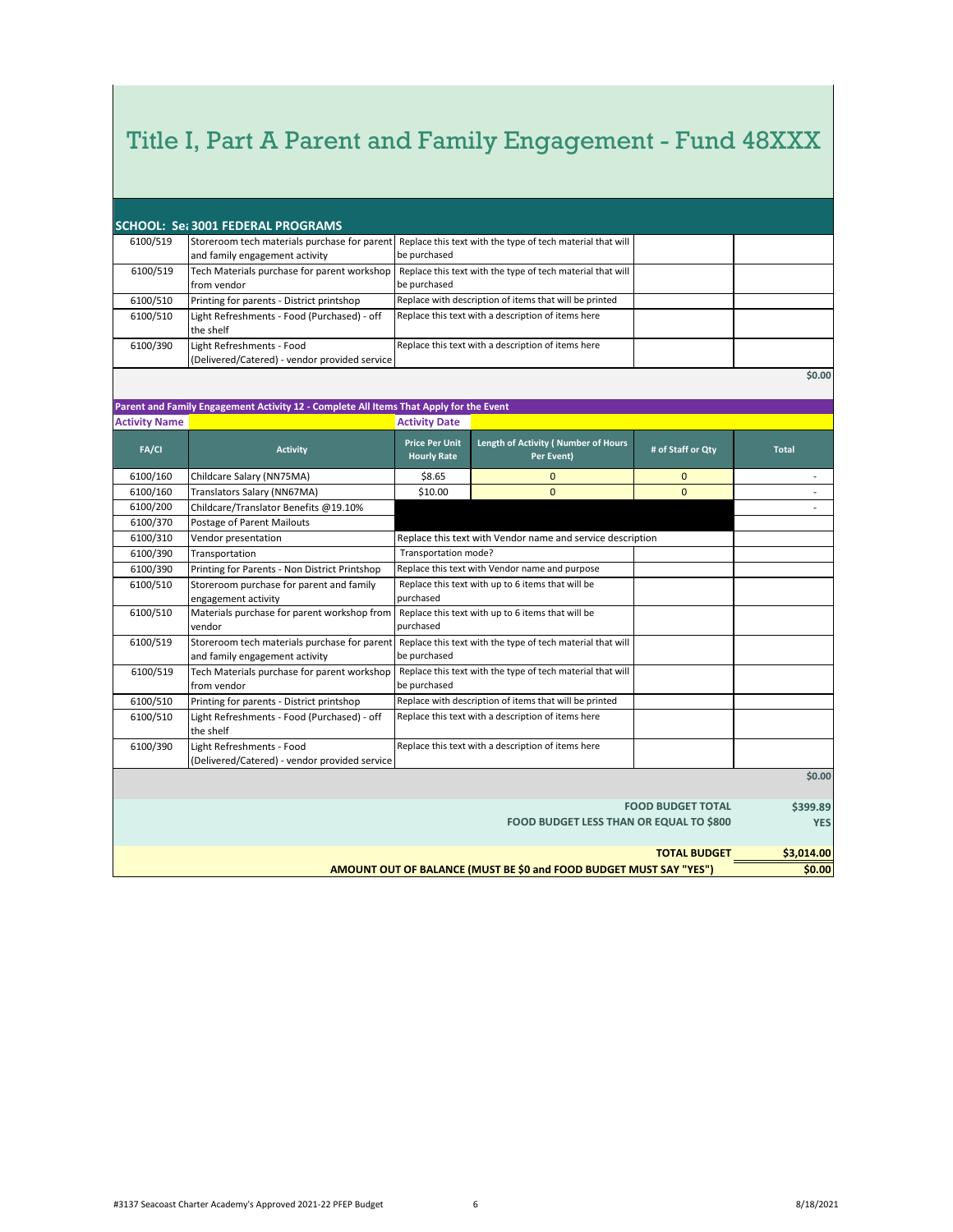# Title I, Part A Parent and Family Engagement - Fund 48XXX

**SCHOOL: Se: 3001 FEDERAL PROGRAMS**

| | | | | |
|---|---|---|---|---|
| 6100/519 | Storeroom tech materials purchase for parent and family engagement activity | Replace this text with the type of tech material that will be purchased | | |
| 6100/519 | Tech Materials purchase for parent workshop from vendor | Replace this text with the type of tech material that will be purchased | | |
| 6100/510 | Printing for parents - District printshop | Replace with description of items that will be printed | | |
| 6100/510 | Light Refreshments - Food (Purchased) - off the shelf | Replace this text with a description of items here | | |
| 6100/390 | Light Refreshments - Food (Delivered/Catered) - vendor provided service | Replace this text with a description of items here | | |
| | | | | $0.00 |

**Parent and Family Engagement Activity 12 - Complete All Items That Apply for the Event**

**Activity Name** | **Activity Date**

| FA/CI | Activity | Price Per Unit Hourly Rate | Length of Activity ( Number of Hours Per Event) | # of Staff or Qty | Total |
|---|---|---|---|---|---|
| 6100/160 | Childcare Salary (NN75MA) | $8.65 | 0 | 0 | - |
| 6100/160 | Translators Salary (NN67MA) | $10.00 | 0 | 0 | - |
| 6100/200 | Childcare/Translator Benefits @19.10% | | | | - |
| 6100/370 | Postage of Parent Mailouts | | | | |
| 6100/310 | Vendor presentation | Replace this text with Vendor name and service description | | | |
| 6100/390 | Transportation | Transportation mode? | | | |
| 6100/390 | Printing for Parents - Non District Printshop | Replace this text with Vendor name and purpose | | | |
| 6100/510 | Storeroom purchase for parent and family engagement activity | Replace this text with up to 6 items that will be purchased | | | |
| 6100/510 | Materials purchase for parent workshop from vendor | Replace this text with up to 6 items that will be purchased | | | |
| 6100/519 | Storeroom tech materials purchase for parent and family engagement activity | Replace this text with the type of tech material that will be purchased | | | |
| 6100/519 | Tech Materials purchase for parent workshop from vendor | Replace this text with the type of tech material that will be purchased | | | |
| 6100/510 | Printing for parents - District printshop | Replace with description of items that will be printed | | | |
| 6100/510 | Light Refreshments - Food (Purchased) - off the shelf | Replace this text with a description of items here | | | |
| 6100/390 | Light Refreshments - Food (Delivered/Catered) - vendor provided service | Replace this text with a description of items here | | | |
| | | | | | $0.00 |

| | |
|---|---|
| **FOOD BUDGET TOTAL** | **$399.89** |
| **FOOD BUDGET LESS THAN OR EQUAL TO $800** | **YES** |
| **TOTAL BUDGET** | **$3,014.00** |
| **AMOUNT OUT OF BALANCE (MUST BE $0 and FOOD BUDGET MUST SAY "YES")** | **$0.00** |